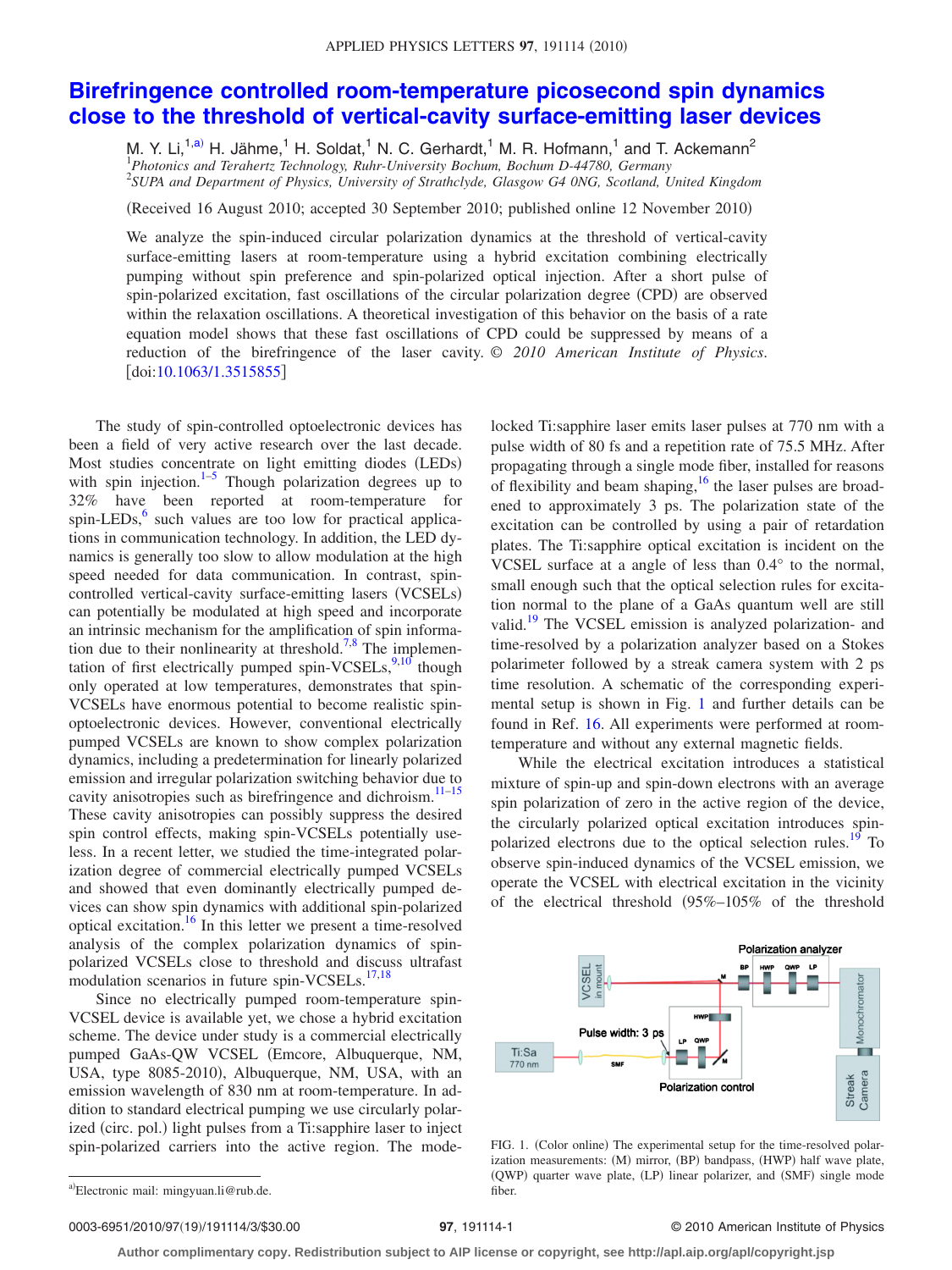# Birefringence controlled room-temperature picosecond spin dynamics close to the threshold of vertical-cavity surface-emitting laser devices

M. Y. Li,[1,a)] H. Jähme,[1] H. Soldat,[1] N. C. Gerhardt,[1] M. R. Hofmann,[1] and T. Ackemann[2]

[1]*Photonics and Terahertz Technology, Ruhr-University Bochum, Bochum D-44780, Germany*
[2]*SUPA and Department of Physics, University of Strathclyde, Glasgow G4 0NG, Scotland, United Kingdom*

(Received 16 August 2010; accepted 30 September 2010; published online 12 November 2010)

We analyze the spin-induced circular polarization dynamics at the threshold of vertical-cavity surface-emitting lasers at room-temperature using a hybrid excitation combining electrically pumping without spin preference and spin-polarized optical injection. After a short pulse of spin-polarized excitation, fast oscillations of the circular polarization degree (CPD) are observed within the relaxation oscillations. A theoretical investigation of this behavior on the basis of a rate equation model shows that these fast oscillations of CPD could be suppressed by means of a reduction of the birefringence of the laser cavity. © *2010 American Institute of Physics*. [doi:10.1063/1.3515855]

The study of spin-controlled optoelectronic devices has been a field of very active research over the last decade. Most studies concentrate on light emitting diodes (LEDs) with spin injection.[1–5] Though polarization degrees up to 32% have been reported at room-temperature for spin-LEDs,[6] such values are too low for practical applications in communication technology. In addition, the LED dynamics is generally too slow to allow modulation at the high speed needed for data communication. In contrast, spin-controlled vertical-cavity surface-emitting lasers (VCSELs) can potentially be modulated at high speed and incorporate an intrinsic mechanism for the amplification of spin information due to their nonlinearity at threshold.[7,8] The implementation of first electrically pumped spin-VCSELs,[9,10] though only operated at low temperatures, demonstrates that spin-VCSELs have enormous potential to become realistic spin-optoelectronic devices. However, conventional electrically pumped VCSELs are known to show complex polarization dynamics, including a predetermination for linearly polarized emission and irregular polarization switching behavior due to cavity anisotropies such as birefringence and dichroism.[11–15] These cavity anisotropies can possibly suppress the desired spin control effects, making spin-VCSELs potentially useless. In a recent letter, we studied the time-integrated polarization degree of commercial electrically pumped VCSELs and showed that even dominantly electrically pumped devices can show spin dynamics with additional spin-polarized optical excitation.[16] In this letter we present a time-resolved analysis of the complex polarization dynamics of spin-polarized VCSELs close to threshold and discuss ultrafast modulation scenarios in future spin-VCSELs.[17,18]

Since no electrically pumped room-temperature spin-VCSEL device is available yet, we chose a hybrid excitation scheme. The device under study is a commercial electrically pumped GaAs-QW VCSEL (Emcore, Albuquerque, NM, USA, type 8085-2010), Albuquerque, NM, USA, with an emission wavelength of 830 nm at room-temperature. In addition to standard electrical pumping we use circularly polarized (circ. pol.) light pulses from a Ti:sapphire laser to inject spin-polarized carriers into the active region. The mode-locked Ti:sapphire laser emits laser pulses at 770 nm with a pulse width of 80 fs and a repetition rate of 75.5 MHz. After propagating through a single mode fiber, installed for reasons of flexibility and beam shaping,[16] the laser pulses are broadened to approximately 3 ps. The polarization state of the excitation can be controlled by using a pair of retardation plates. The Ti:sapphire optical excitation is incident on the VCSEL surface at a angle of less than 0.4° to the normal, small enough such that the optical selection rules for excitation normal to the plane of a GaAs quantum well are still valid.[19] The VCSEL emission is analyzed polarization- and time-resolved by a polarization analyzer based on a Stokes polarimeter followed by a streak camera system with 2 ps time resolution. A schematic of the corresponding experimental setup is shown in Fig. 1 and further details can be found in Ref. 16. All experiments were performed at room-temperature and without any external magnetic fields.

While the electrical excitation introduces a statistical mixture of spin-up and spin-down electrons with an average spin polarization of zero in the active region of the device, the circularly polarized optical excitation introduces spin-polarized electrons due to the optical selection rules.[19] To observe spin-induced dynamics of the VCSEL emission, we operate the VCSEL with electrical excitation in the vicinity of the electrical threshold (95%–105% of the threshold

FIG. 1. (Color online) The experimental setup for the time-resolved polarization measurements: (M) mirror, (BP) bandpass, (HWP) half wave plate, (QWP) quarter wave plate, (LP) linear polarizer, and (SMF) single mode fiber.

a)Electronic mail: mingyuan.li@rub.de.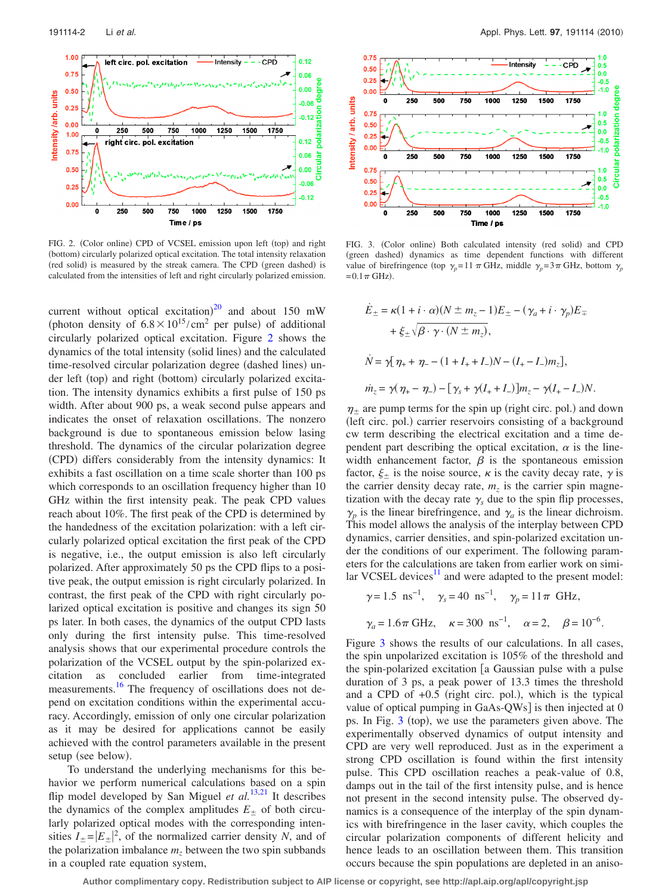FIG. 2. (Color online) CPD of VCSEL emission upon left (top) and right (bottom) circularly polarized optical excitation. The total intensity relaxation (red solid) is measured by the streak camera. The CPD (green dashed) is calculated from the intensities of left and right circularly polarized emission.

FIG. 3. (Color online) Both calculated intensity (red solid) and CPD (green dashed) dynamics as time dependent functions with different value of birefringence (top $\gamma_p = 11\pi$ GHz, middle $\gamma_p = 3\pi$ GHz, bottom $\gamma_p = 0.1\pi$ GHz).

current without optical excitation)[20] and about 150 mW (photon density of $6.8 \times 10^{15}/\mathrm{cm}^2$ per pulse) of additional circularly polarized optical excitation. Figure 2 shows the dynamics of the total intensity (solid lines) and the calculated time-resolved circular polarization degree (dashed lines) under left (top) and right (bottom) circularly polarized excitation. The intensity dynamics exhibits a first pulse of 150 ps width. After about 900 ps, a weak second pulse appears and indicates the onset of relaxation oscillations. The nonzero background is due to spontaneous emission below lasing threshold. The dynamics of the circular polarization degree (CPD) differs considerably from the intensity dynamics: It exhibits a fast oscillation on a time scale shorter than 100 ps which corresponds to an oscillation frequency higher than 10 GHz within the first intensity peak. The peak CPD values reach about 10%. The first peak of the CPD is determined by the handedness of the excitation polarization: with a left circularly polarized optical excitation the first peak of the CPD is negative, i.e., the output emission is also left circularly polarized. After approximately 50 ps the CPD flips to a positive peak, the output emission is right circularly polarized. In contrast, the first peak of the CPD with right circularly polarized optical excitation is positive and changes its sign 50 ps later. In both cases, the dynamics of the output CPD lasts only during the first intensity pulse. This time-resolved analysis shows that our experimental procedure controls the polarization of the VCSEL output by the spin-polarized excitation as concluded earlier from time-integrated measurements.[16] The frequency of oscillations does not depend on excitation conditions within the experimental accuracy. Accordingly, emission of only one circular polarization as it may be desired for applications cannot be easily achieved with the control parameters available in the present setup (see below).

To understand the underlying mechanisms for this behavior we perform numerical calculations based on a spin flip model developed by San Miguel *et al.*[13,21] It describes the dynamics of the complex amplitudes $E_\pm$ of both circularly polarized optical modes with the corresponding intensities $I_\pm = |E_\pm|^2$, of the normalized carrier density $N$, and of the polarization imbalance $m_z$ between the two spin subbands in a coupled rate equation system,

$$\dot{E}_\pm = \kappa(1 + i \cdot \alpha)(N \pm m_z - 1)E_\pm - (\gamma_a + i \cdot \gamma_p)E_\mp + \xi_\pm \sqrt{\beta \cdot \gamma \cdot (N \pm m_z)},$$

$$\dot{N} = \gamma[\eta_+ + \eta_- - (1 + I_+ + I_-)N - (I_+ - I_-)m_z],$$

$$\dot{m}_z = \gamma(\eta_+ - \eta_-) - [\gamma_s + \gamma(I_+ + I_-)]m_z - \gamma(I_+ - I_-)N.$$

$\eta_\pm$ are pump terms for the spin up (right circ. pol.) and down (left circ. pol.) carrier reservoirs consisting of a background cw term describing the electrical excitation and a time dependent part describing the optical excitation, $\alpha$ is the linewidth enhancement factor, $\beta$ is the spontaneous emission factor, $\xi_\pm$ is the noise source, $\kappa$ is the cavity decay rate, $\gamma$ is the carrier density decay rate, $m_z$ is the carrier spin magnetization with the decay rate $\gamma_s$ due to the spin flip processes, $\gamma_p$ is the linear birefringence, and $\gamma_a$ is the linear dichroism. This model allows the analysis of the interplay between CPD dynamics, carrier densities, and spin-polarized excitation under the conditions of our experiment. The following parameters for the calculations are taken from earlier work on similar VCSEL devices[11] and were adapted to the present model:

$$\gamma = 1.5\ \mathrm{ns}^{-1}, \quad \gamma_s = 40\ \mathrm{ns}^{-1}, \quad \gamma_p = 11\pi\ \mathrm{GHz},$$

$$\gamma_a = 1.6\pi\ \mathrm{GHz}, \quad \kappa = 300\ \mathrm{ns}^{-1}, \quad \alpha = 2, \quad \beta = 10^{-6}.$$

Figure 3 shows the results of our calculations. In all cases, the spin unpolarized excitation is 105% of the threshold and the spin-polarized excitation [a Gaussian pulse with a pulse duration of 3 ps, a peak power of 13.3 times the threshold and a CPD of +0.5 (right circ. pol.), which is the typical value of optical pumping in GaAs-QWs] is then injected at 0 ps. In Fig. 3 (top), we use the parameters given above. The experimentally observed dynamics of output intensity and CPD are very well reproduced. Just as in the experiment a strong CPD oscillation is found within the first intensity pulse. This CPD oscillation reaches a peak-value of 0.8, damps out in the tail of the first intensity pulse, and is hence not present in the second intensity pulse. The observed dynamics is a consequence of the interplay of the spin dynamics with birefringence in the laser cavity, which couples the circular polarization components of different helicity and hence leads to an oscillation between them. This transition occurs because the spin populations are depleted in an aniso-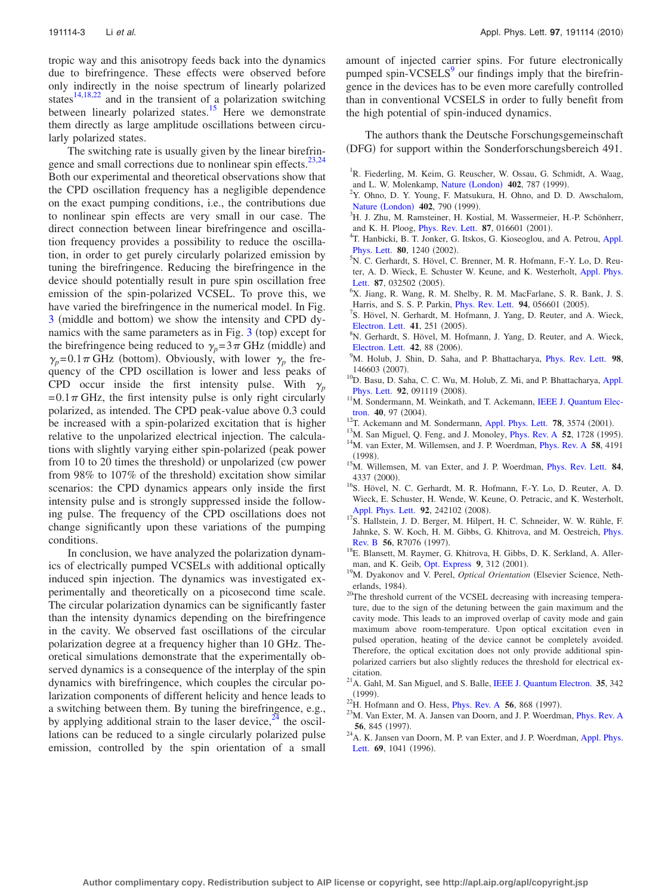tropic way and this anisotropy feeds back into the dynamics due to birefringence. These effects were observed before only indirectly in the noise spectrum of linearly polarized states[14,18,22] and in the transient of a polarization switching between linearly polarized states.[15] Here we demonstrate them directly as large amplitude oscillations between circularly polarized states.

The switching rate is usually given by the linear birefringence and small corrections due to nonlinear spin effects.[23,24] Both our experimental and theoretical observations show that the CPD oscillation frequency has a negligible dependence on the exact pumping conditions, i.e., the contributions due to nonlinear spin effects are very small in our case. The direct connection between linear birefringence and oscillation frequency provides a possibility to reduce the oscillation, in order to get purely circularly polarized emission by tuning the birefringence. Reducing the birefringence in the device should potentially result in pure spin oscillation free emission of the spin-polarized VCSEL. To prove this, we have varied the birefringence in the numerical model. In Fig. 3 (middle and bottom) we show the intensity and CPD dynamics with the same parameters as in Fig. 3 (top) except for the birefringence being reduced to $\gamma_p = 3\pi$ GHz (middle) and $\gamma_p = 0.1\pi$ GHz (bottom). Obviously, with lower $\gamma_p$ the frequency of the CPD oscillation is lower and less peaks of CPD occur inside the first intensity pulse. With $\gamma_p = 0.1\pi$ GHz, the first intensity pulse is only right circularly polarized, as intended. The CPD peak-value above 0.3 could be increased with a spin-polarized excitation that is higher relative to the unpolarized electrical injection. The calculations with slightly varying either spin-polarized (peak power from 10 to 20 times the threshold) or unpolarized (cw power from 98% to 107% of the threshold) excitation show similar scenarios: the CPD dynamics appears only inside the first intensity pulse and is strongly suppressed inside the following pulse. The frequency of the CPD oscillations does not change significantly upon these variations of the pumping conditions.

In conclusion, we have analyzed the polarization dynamics of electrically pumped VCSELs with additional optically induced spin injection. The dynamics was investigated experimentally and theoretically on a picosecond time scale. The circular polarization dynamics can be significantly faster than the intensity dynamics depending on the birefringence in the cavity. We observed fast oscillations of the circular polarization degree at a frequency higher than 10 GHz. Theoretical simulations demonstrate that the experimentally observed dynamics is a consequence of the interplay of the spin dynamics with birefringence, which couples the circular polarization components of different helicity and hence leads to a switching between them. By tuning the birefringence, e.g., by applying additional strain to the laser device,[24] the oscillations can be reduced to a single circularly polarized pulse emission, controlled by the spin orientation of a small amount of injected carrier spins. For future electronically pumped spin-VCSELs[9] our findings imply that the birefringence in the devices has to be even more carefully controlled than in conventional VCSELS in order to fully benefit from the high potential of spin-induced dynamics.

The authors thank the Deutsche Forschungsgemeinschaft (DFG) for support within the Sonderforschungsbereich 491.

[1] R. Fiederling, M. Keim, G. Reuscher, W. Ossau, G. Schmidt, A. Waag, and L. W. Molenkamp, Nature (London) **402**, 787 (1999).

[2] Y. Ohno, D. Y. Young, F. Matsukura, H. Ohno, and D. D. Awschalom, Nature (London) **402**, 790 (1999).

[3] H. J. Zhu, M. Ramsteiner, H. Kostial, M. Wassermeier, H.-P. Schönherr, and K. H. Ploog, Phys. Rev. Lett. **87**, 016601 (2001).

[4] T. Hanbicki, B. T. Jonker, G. Itskos, G. Kioseoglou, and A. Petrou, Appl. Phys. Lett. **80**, 1240 (2002).

[5] N. C. Gerhardt, S. Hövel, C. Brenner, M. R. Hofmann, F.-Y. Lo, D. Reuter, A. D. Wieck, E. Schuster W. Keune, and K. Westerholt, Appl. Phys. Lett. **87**, 032502 (2005).

[6] X. Jiang, R. Wang, R. M. Shelby, R. M. MacFarlane, S. R. Bank, J. S. Harris, and S. S. P. Parkin, Phys. Rev. Lett. **94**, 056601 (2005).

[7] S. Hövel, N. Gerhardt, M. Hofmann, J. Yang, D. Reuter, and A. Wieck, Electron. Lett. **41**, 251 (2005).

[8] N. Gerhardt, S. Hövel, M. Hofmann, J. Yang, D. Reuter, and A. Wieck, Electron. Lett. **42**, 88 (2006).

[9] M. Holub, J. Shin, D. Saha, and P. Bhattacharya, Phys. Rev. Lett. **98**, 146603 (2007).

[10] D. Basu, D. Saha, C. C. Wu, M. Holub, Z. Mi, and P. Bhattacharya, Appl. Phys. Lett. **92**, 091119 (2008).

[11] M. Sondermann, M. Weinkath, and T. Ackemann, IEEE J. Quantum Electron. **40**, 97 (2004).

[12] T. Ackemann and M. Sondermann, Appl. Phys. Lett. **78**, 3574 (2001).

[13] M. San Miguel, Q. Feng, and J. Monoley, Phys. Rev. A **52**, 1728 (1995).

[14] M. van Exter, M. Willemsen, and J. P. Woerdman, Phys. Rev. A **58**, 4191 (1998).

[15] M. Willemsen, M. van Exter, and J. P. Woerdman, Phys. Rev. Lett. **84**, 4337 (2000).

[16] S. Hövel, N. C. Gerhardt, M. R. Hofmann, F.-Y. Lo, D. Reuter, A. D. Wieck, E. Schuster, H. Wende, W. Keune, O. Petracic, and K. Westerholt, Appl. Phys. Lett. **92**, 242102 (2008).

[17] S. Hallstein, J. D. Berger, M. Hilpert, H. C. Schneider, W. W. Rühle, F. Jahnke, S. W. Koch, H. M. Gibbs, G. Khitrova, and M. Oestreich, Phys. Rev. B **56**, R7076 (1997).

[18] E. Blansett, M. Raymer, G. Khitrova, H. Gibbs, D. K. Serkland, A. Allerman, and K. Geib, Opt. Express **9**, 312 (2001).

[19] M. Dyakonov and V. Perel, *Optical Orientation* (Elsevier Science, Netherlands, 1984).

[20] The threshold current of the VCSEL decreasing with increasing temperature, due to the sign of the detuning between the gain maximum and the cavity mode. This leads to an improved overlap of cavity mode and gain maximum above room-temperature. Upon optical excitation even in pulsed operation, heating of the device cannot be completely avoided. Therefore, the optical excitation does not only provide additional spin-polarized carriers but also slightly reduces the threshold for electrical excitation.

[21] A. Gahl, M. San Miguel, and S. Balle, IEEE J. Quantum Electron. **35**, 342 (1999).

[22] H. Hofmann and O. Hess, Phys. Rev. A **56**, 868 (1997).

[23] M. Van Exter, M. A. Jansen van Doorn, and J. P. Woerdman, Phys. Rev. A **56**, 845 (1997).

[24] A. K. Jansen van Doorn, M. P. van Exter, and J. P. Woerdman, Appl. Phys. Lett. **69**, 1041 (1996).